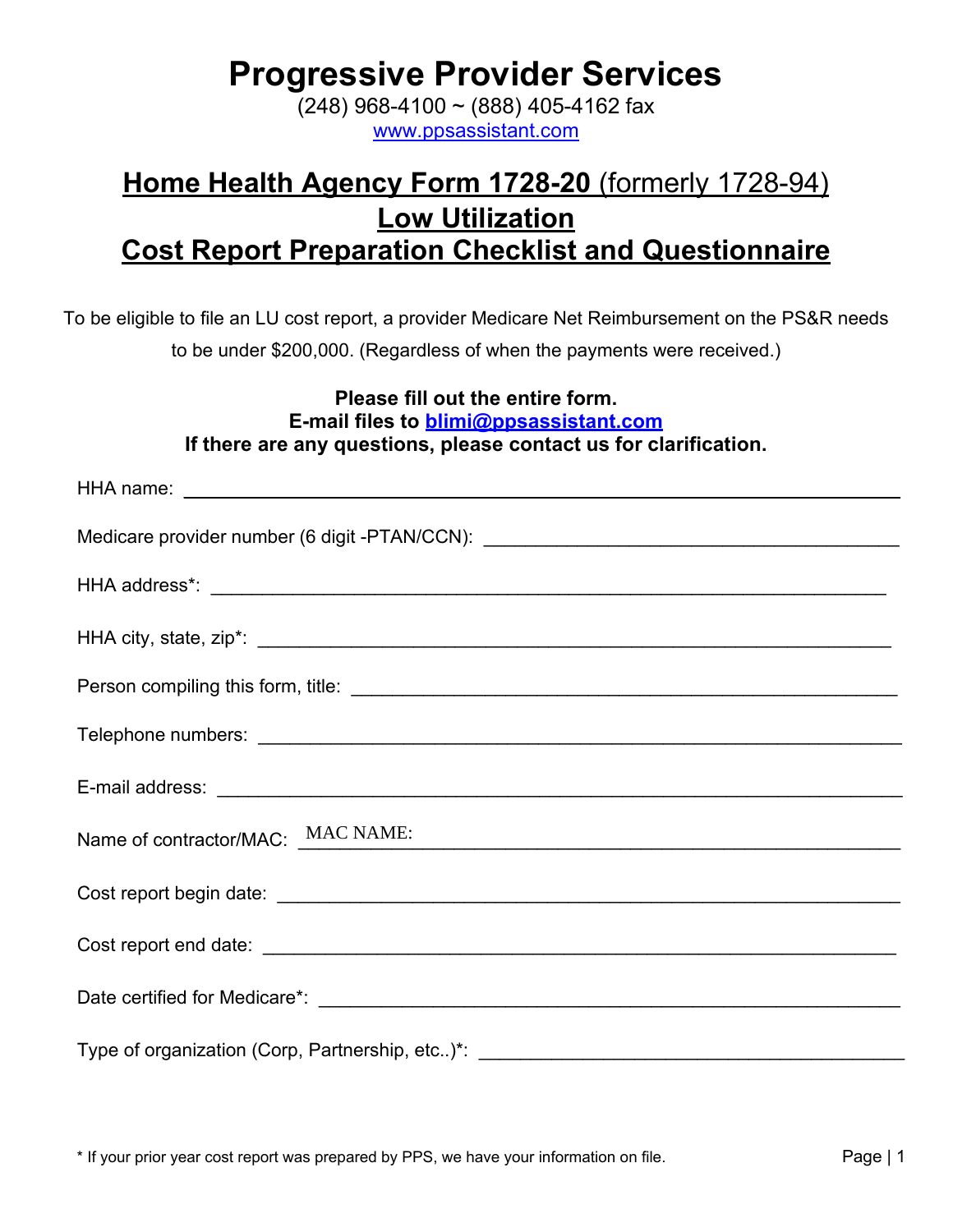# Progressive Provider Services

(248) 968-4100 ~ (888) 405-4162 fax
www.ppsassistant.com

## Home Health Agency Form 1728-20 (formerly 1728-94)
## Low Utilization
## Cost Report Preparation Checklist and Questionnaire

To be eligible to file an LU cost report, a provider Medicare Net Reimbursement on the PS&R needs to be under $200,000. (Regardless of when the payments were received.)

**Please fill out the entire form.**
**E-mail files to blimi@ppsassistant.com**
**If there are any questions, please contact us for clarification.**

HHA name: ______________________________

Medicare provider number (6 digit -PTAN/CCN): ______________________________

HHA address*: ______________________________

HHA city, state, zip*: ______________________________

Person compiling this form, title: ______________________________

Telephone numbers: ______________________________

E-mail address: ______________________________

Name of contractor/MAC: MAC NAME: ______________________________

Cost report begin date: ______________________________

Cost report end date: ______________________________

Date certified for Medicare*: ______________________________

Type of organization (Corp, Partnership, etc..)*: ______________________________

* If your prior year cost report was prepared by PPS, we have your information on file.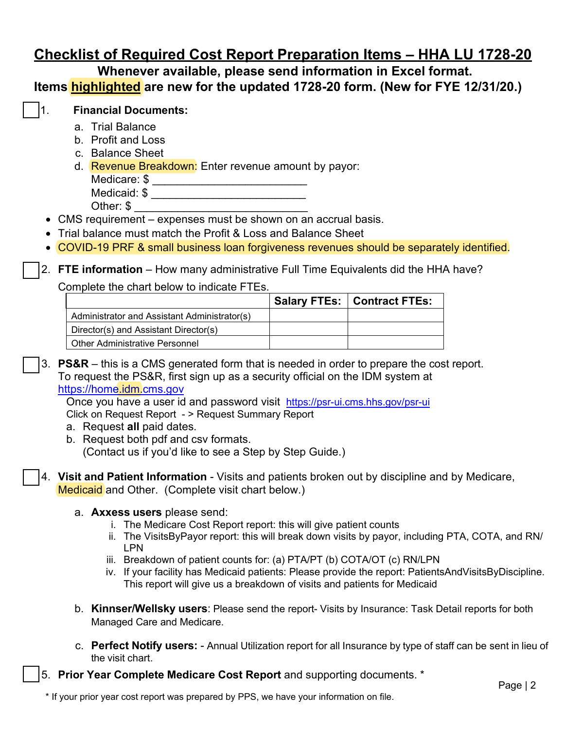# Checklist of Required Cost Report Preparation Items – HHA LU 1728-20

**Whenever available, please send information in Excel format.**

**Items highlighted are new for the updated 1728-20 form. (New for FYE 12/31/20.)**

☐ 1. **Financial Documents:**

   a. Trial Balance
   b. Profit and Loss
   c. Balance Sheet
   d. Revenue Breakdown: Enter revenue amount by payor:
      Medicare: $ ________________________
      Medicaid: $ ________________________
      Other: $ ___________________________

- CMS requirement – expenses must be shown on an accrual basis.
- Trial balance must match the Profit & Loss and Balance Sheet
- COVID-19 PRF & small business loan forgiveness revenues should be separately identified.

☐ 2. **FTE information** – How many administrative Full Time Equivalents did the HHA have?

Complete the chart below to indicate FTEs.

| | Salary FTEs: | Contract FTEs: |
|---|---|---|
| Administrator and Assistant Administrator(s) | | |
| Director(s) and Assistant Director(s) | | |
| Other Administrative Personnel | | |

☐ 3. **PS&R** – this is a CMS generated form that is needed in order to prepare the cost report. To request the PS&R, first sign up as a security official on the IDM system at https://home.idm.cms.gov

   Once you have a user id and password visit https://psr-ui.cms.hhs.gov/psr-ui
   Click on Request Report - > Request Summary Report

   a. Request **all** paid dates.
   b. Request both pdf and csv formats.
      (Contact us if you'd like to see a Step by Step Guide.)

☐ 4. **Visit and Patient Information** - Visits and patients broken out by discipline and by Medicare, Medicaid and Other. (Complete visit chart below.)

   a. **Axxess users** please send:
      i. The Medicare Cost Report report: this will give patient counts
      ii. The VisitsByPayor report: this will break down visits by payor, including PTA, COTA, and RN/LPN
      iii. Breakdown of patient counts for: (a) PTA/PT (b) COTA/OT (c) RN/LPN
      iv. If your facility has Medicaid patients: Please provide the report: PatientsAndVisitsByDiscipline. This report will give us a breakdown of visits and patients for Medicaid

   b. **Kinnser/Wellsky users**: Please send the report- Visits by Insurance: Task Detail reports for both Managed Care and Medicare.

   c. **Perfect Notify users:** - Annual Utilization report for all Insurance by type of staff can be sent in lieu of the visit chart.

☐ 5. **Prior Year Complete Medicare Cost Report** and supporting documents. *

\* If your prior year cost report was prepared by PPS, we have your information on file.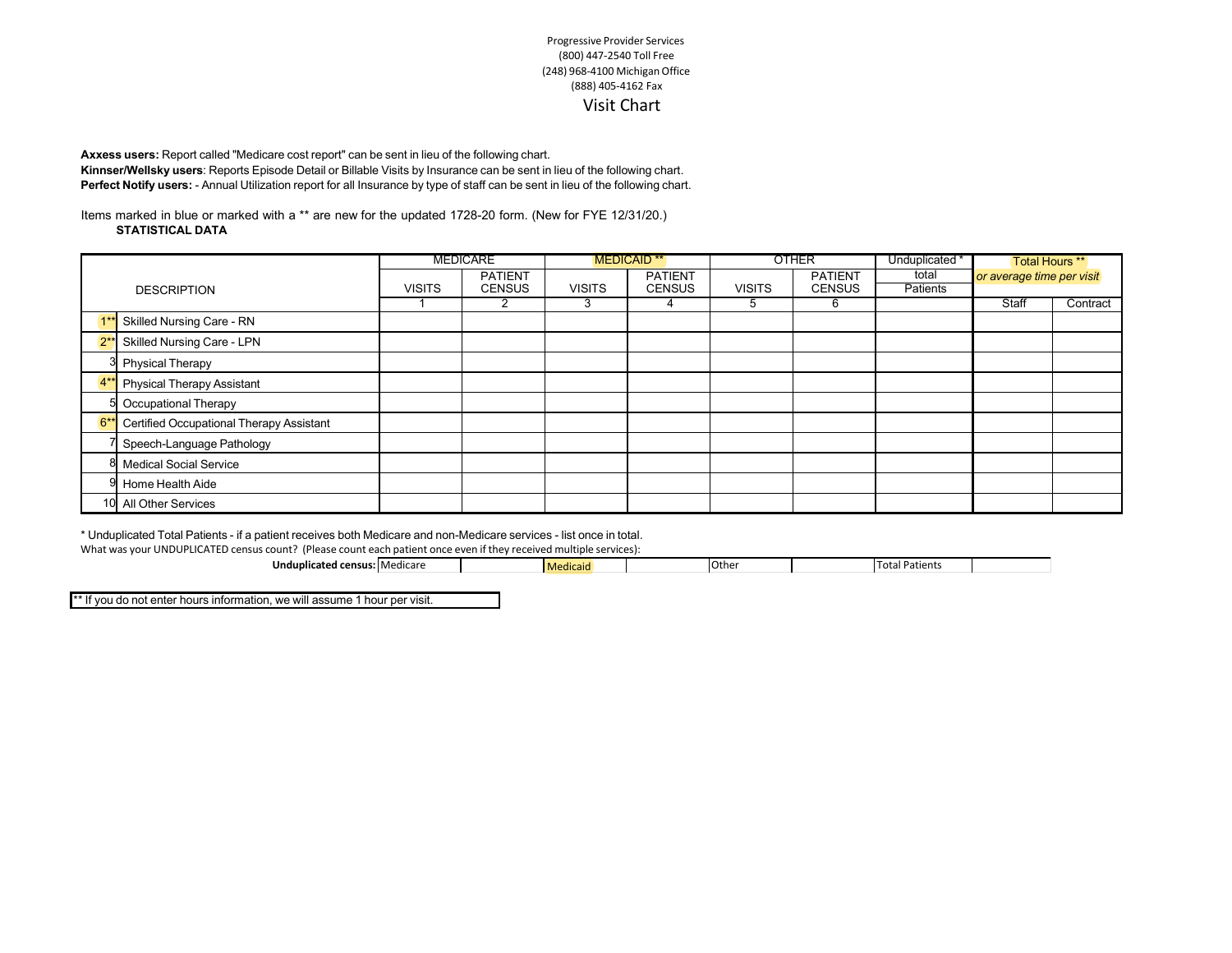Progressive Provider Services
(800) 447-2540 Toll Free
(248) 968-4100 Michigan Office
(888) 405-4162 Fax

# Visit Chart

**Axxess users:** Report called "Medicare cost report" can be sent in lieu of the following chart.
**Kinnser/Wellsky users**: Reports Episode Detail or Billable Visits by Insurance can be sent in lieu of the following chart.
**Perfect Notify users:** - Annual Utilization report for all Insurance by type of staff can be sent in lieu of the following chart.

Items marked in blue or marked with a ** are new for the updated 1728-20 form. (New for FYE 12/31/20.)

**STATISTICAL DATA**

| | DESCRIPTION | MEDICARE | | MEDICAID ** | | OTHER | | Unduplicated * | Total Hours ** *or average time per visit* | |
|---|---|---|---|---|---|---|---|---|---|---|
| | | VISITS | PATIENT CENSUS | VISITS | PATIENT CENSUS | VISITS | PATIENT CENSUS | total Patients | | |
| | | 1 | 2 | 3 | 4 | 5 | 6 | | Staff | Contract |
| 1** | Skilled Nursing Care - RN | | | | | | | | | |
| 2** | Skilled Nursing Care - LPN | | | | | | | | | |
| 3 | Physical Therapy | | | | | | | | | |
| 4** | Physical Therapy Assistant | | | | | | | | | |
| 5 | Occupational Therapy | | | | | | | | | |
| 6** | Certified Occupational Therapy Assistant | | | | | | | | | |
| 7 | Speech-Language Pathology | | | | | | | | | |
| 8 | Medical Social Service | | | | | | | | | |
| 9 | Home Health Aide | | | | | | | | | |
| 10 | All Other Services | | | | | | | | | |

* Unduplicated Total Patients - if a patient receives both Medicare and non-Medicare services - list once in total.
What was your UNDUPLICATED census count? (Please count each patient once even if they received multiple services):

| **Unduplicated census:** | Medicare | | Medicaid | | Other | | Total Patients | |
|---|---|---|---|---|---|---|---|---|

** If you do not enter hours information, we will assume 1 hour per visit.